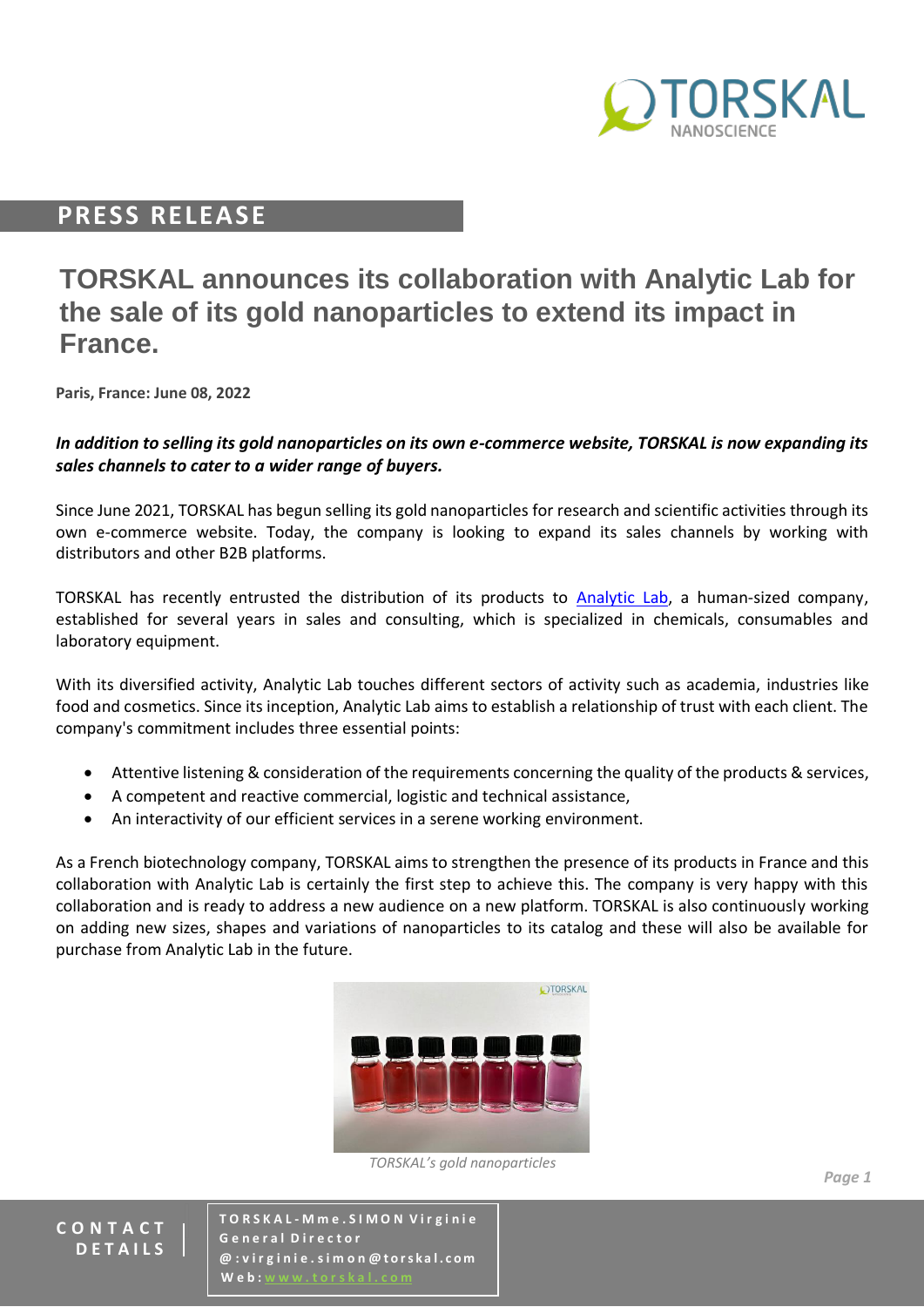## PRESS RELEASE

# TORSKAL announces its collaboration with Analytic Lab for the sale of its gold nanoparticles to extend its impact in France.

**Paris, France: June 08, 2022**

***In addition to selling its gold nanoparticles on its own e-commerce website, TORSKAL is now expanding its sales channels to cater to a wider range of buyers.***

Since June 2021, TORSKAL has begun selling its gold nanoparticles for research and scientific activities through its own e-commerce website. Today, the company is looking to expand its sales channels by working with distributors and other B2B platforms.

TORSKAL has recently entrusted the distribution of its products to Analytic Lab, a human-sized company, established for several years in sales and consulting, which is specialized in chemicals, consumables and laboratory equipment.

With its diversified activity, Analytic Lab touches different sectors of activity such as academia, industries like food and cosmetics. Since its inception, Analytic Lab aims to establish a relationship of trust with each client. The company's commitment includes three essential points:

- Attentive listening & consideration of the requirements concerning the quality of the products & services,
- A competent and reactive commercial, logistic and technical assistance,
- An interactivity of our efficient services in a serene working environment.

As a French biotechnology company, TORSKAL aims to strengthen the presence of its products in France and this collaboration with Analytic Lab is certainly the first step to achieve this. The company is very happy with this collaboration and is ready to address a new audience on a new platform. TORSKAL is also continuously working on adding new sizes, shapes and variations of nanoparticles to its catalog and these will also be available for purchase from Analytic Lab in the future.

*TORSKAL's gold nanoparticles*

**CONTACT DETAILS**

TORSKAL-Mme.SIMON Virginie
General Director
@:virginie.simon@torskal.com
Web: www.torskal.com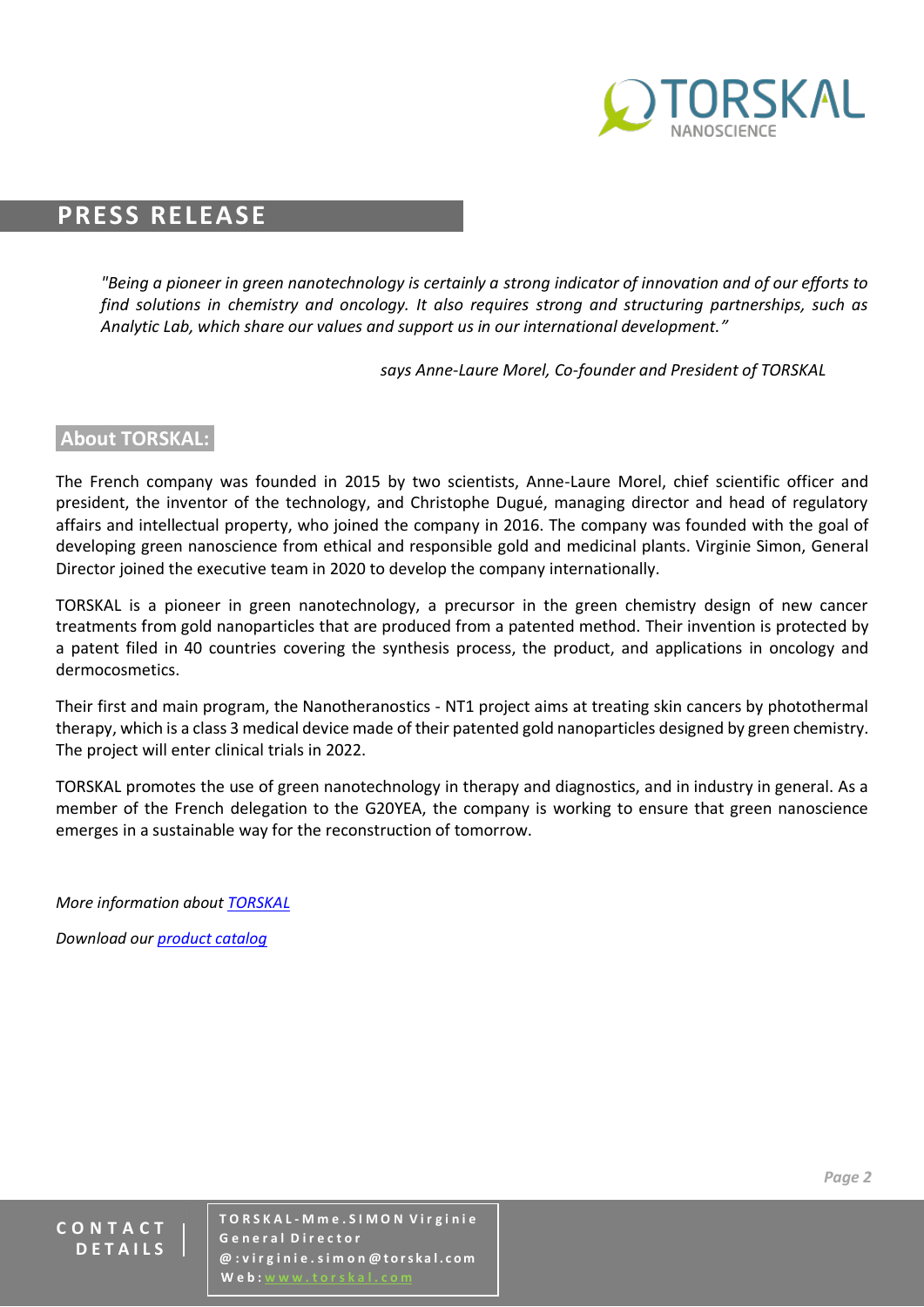# PRESS RELEASE

*"Being a pioneer in green nanotechnology is certainly a strong indicator of innovation and of our efforts to find solutions in chemistry and oncology. It also requires strong and structuring partnerships, such as Analytic Lab, which share our values and support us in our international development."*

*says Anne-Laure Morel, Co-founder and President of TORSKAL*

## About TORSKAL:

The French company was founded in 2015 by two scientists, Anne-Laure Morel, chief scientific officer and president, the inventor of the technology, and Christophe Dugué, managing director and head of regulatory affairs and intellectual property, who joined the company in 2016. The company was founded with the goal of developing green nanoscience from ethical and responsible gold and medicinal plants. Virginie Simon, General Director joined the executive team in 2020 to develop the company internationally.

TORSKAL is a pioneer in green nanotechnology, a precursor in the green chemistry design of new cancer treatments from gold nanoparticles that are produced from a patented method. Their invention is protected by a patent filed in 40 countries covering the synthesis process, the product, and applications in oncology and dermocosmetics.

Their first and main program, the Nanotheranostics - NT1 project aims at treating skin cancers by photothermal therapy, which is a class 3 medical device made of their patented gold nanoparticles designed by green chemistry. The project will enter clinical trials in 2022.

TORSKAL promotes the use of green nanotechnology in therapy and diagnostics, and in industry in general. As a member of the French delegation to the G20YEA, the company is working to ensure that green nanoscience emerges in a sustainable way for the reconstruction of tomorrow.

*More information about [TORSKAL]*

*Download our [product catalog]*

**CONTACT DETAILS**

TORSKAL - Mme. SIMON Virginie
General Director
@: virginie.simon@torskal.com
Web: www.torskal.com